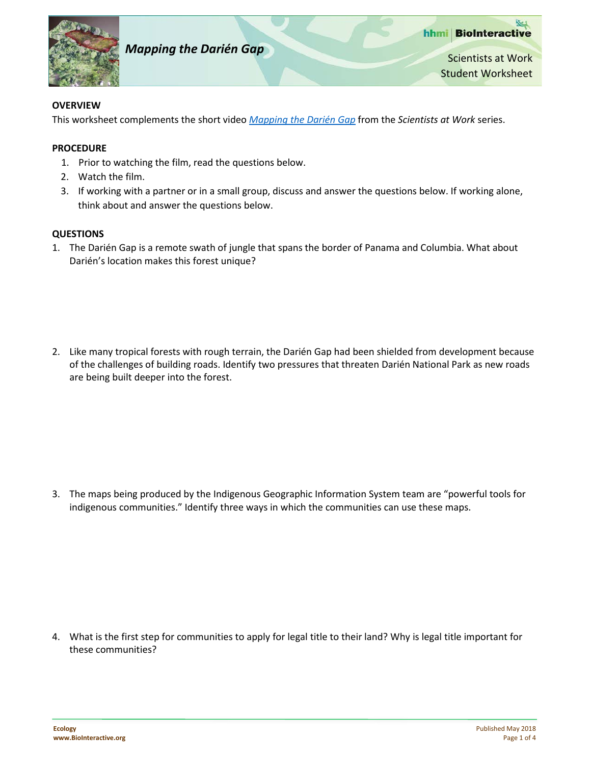# *Mapping the Darién Gap*

Scientists at Work
Student Worksheet

## OVERVIEW

This worksheet complements the short video *Mapping the Darién Gap* from the *Scientists at Work* series.

## PROCEDURE

1. Prior to watching the film, read the questions below.
2. Watch the film.
3. If working with a partner or in a small group, discuss and answer the questions below. If working alone, think about and answer the questions below.

## QUESTIONS

1. The Darién Gap is a remote swath of jungle that spans the border of Panama and Columbia. What about Darién's location makes this forest unique?

2. Like many tropical forests with rough terrain, the Darién Gap had been shielded from development because of the challenges of building roads. Identify two pressures that threaten Darién National Park as new roads are being built deeper into the forest.

3. The maps being produced by the Indigenous Geographic Information System team are "powerful tools for indigenous communities." Identify three ways in which the communities can use these maps.

4. What is the first step for communities to apply for legal title to their land? Why is legal title important for these communities?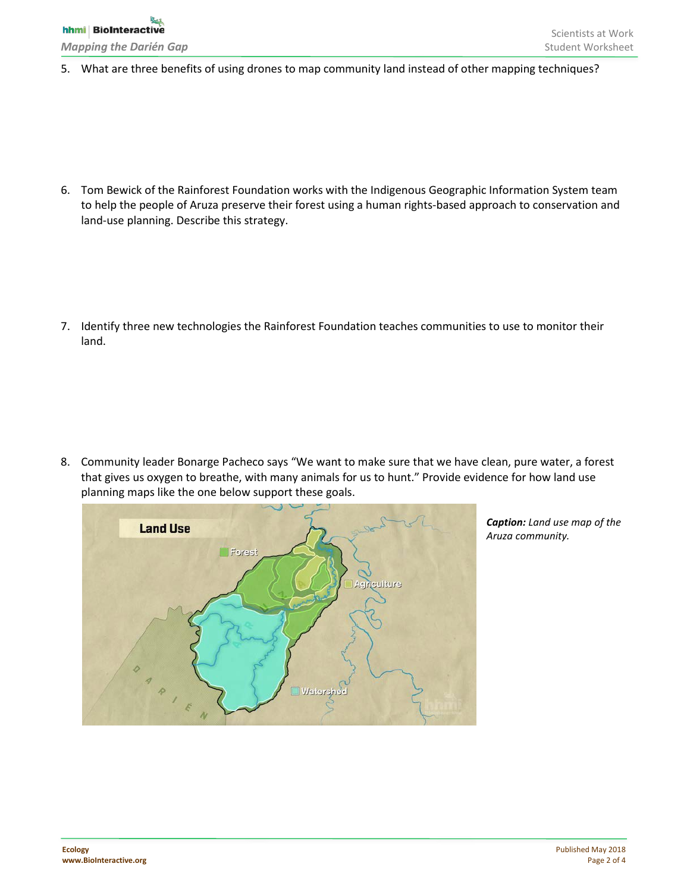5. What are three benefits of using drones to map community land instead of other mapping techniques?

6. Tom Bewick of the Rainforest Foundation works with the Indigenous Geographic Information System team to help the people of Aruza preserve their forest using a human rights-based approach to conservation and land-use planning. Describe this strategy.

7. Identify three new technologies the Rainforest Foundation teaches communities to use to monitor their land.

8. Community leader Bonarge Pacheco says "We want to make sure that we have clean, pure water, a forest that gives us oxygen to breathe, with many animals for us to hunt." Provide evidence for how land use planning maps like the one below support these goals.

***Caption:*** *Land use map of the Aruza community.*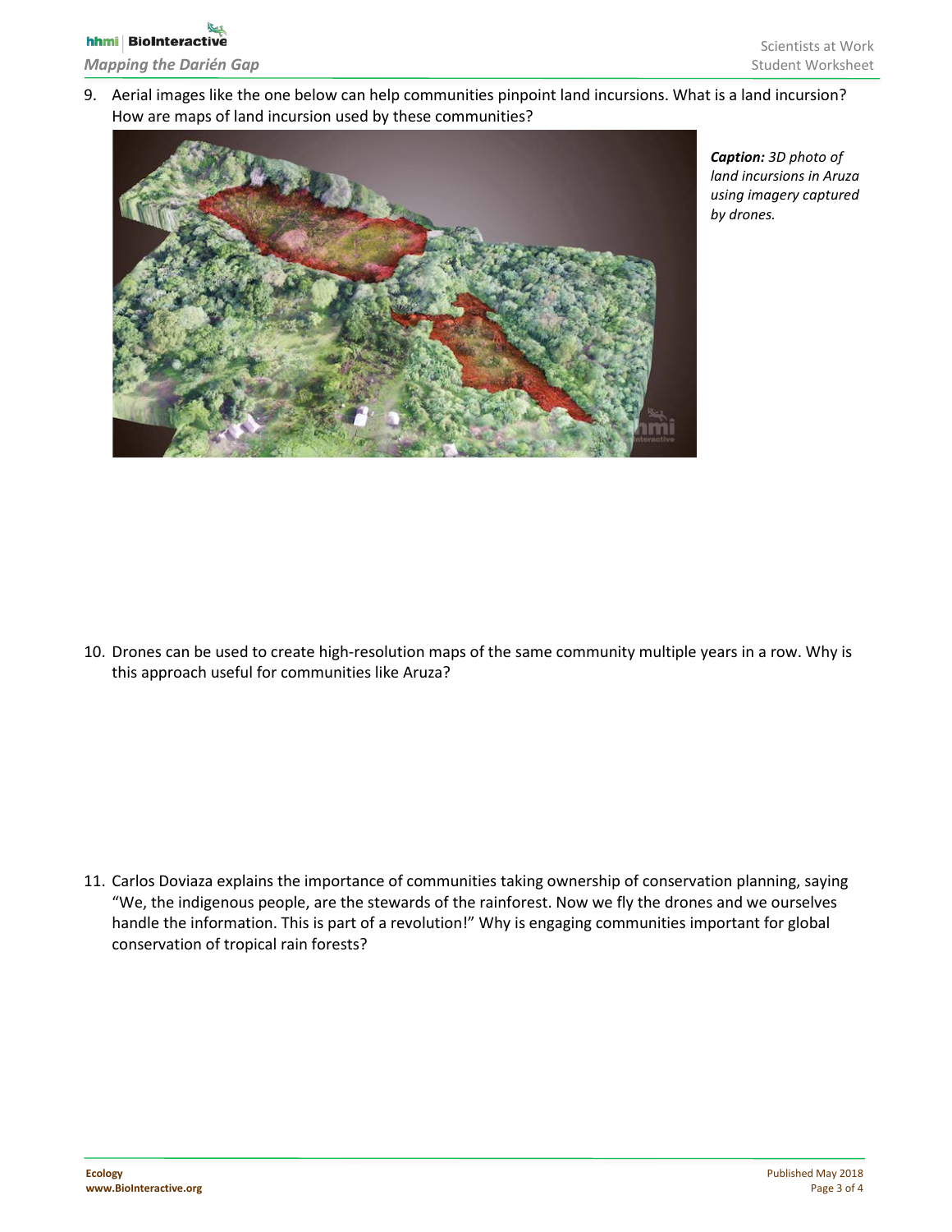9. Aerial images like the one below can help communities pinpoint land incursions. What is a land incursion? How are maps of land incursion used by these communities?

***Caption:*** *3D photo of land incursions in Aruza using imagery captured by drones.*

10. Drones can be used to create high-resolution maps of the same community multiple years in a row. Why is this approach useful for communities like Aruza?

11. Carlos Doviaza explains the importance of communities taking ownership of conservation planning, saying "We, the indigenous people, are the stewards of the rainforest. Now we fly the drones and we ourselves handle the information. This is part of a revolution!" Why is engaging communities important for global conservation of tropical rain forests?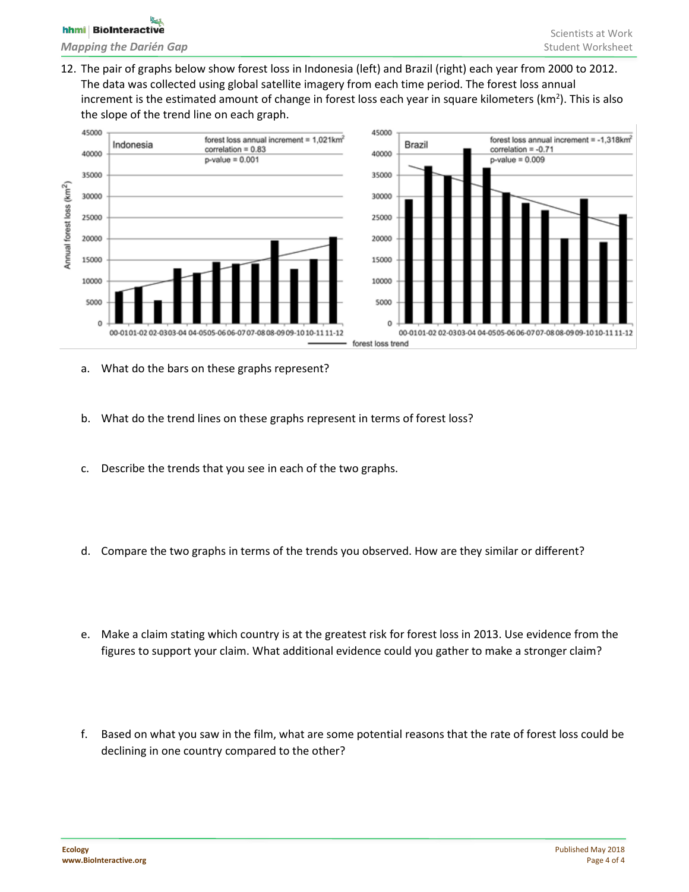12. The pair of graphs below show forest loss in Indonesia (left) and Brazil (right) each year from 2000 to 2012. The data was collected using global satellite imagery from each time period. The forest loss annual increment is the estimated amount of change in forest loss each year in square kilometers ($km^2$). This is also the slope of the trend line on each graph.

Indonesia

forest loss annual increment = 1,021km²

correlation = 0.83

p-value = 0.001

Annual forest loss (km²)

45000
40000
35000
30000
25000
20000
15000
10000
5000
0

00-01 01-02 02-03 03-04 04-05 05-06 06-07 07-08 08-09 09-10 10-11 11-12

Brazil

forest loss annual increment = -1,318km²

correlation = -0.71

p-value = 0.009

45000
40000
35000
30000
25000
20000
15000
10000
5000
0

00-01 01-02 02-03 03-04 04-05 05-06 06-07 07-08 08-09 09-10 10-11 11-12

forest loss trend

a. What do the bars on these graphs represent?

b. What do the trend lines on these graphs represent in terms of forest loss?

c. Describe the trends that you see in each of the two graphs.

d. Compare the two graphs in terms of the trends you observed. How are they similar or different?

e. Make a claim stating which country is at the greatest risk for forest loss in 2013. Use evidence from the figures to support your claim. What additional evidence could you gather to make a stronger claim?

f. Based on what you saw in the film, what are some potential reasons that the rate of forest loss could be declining in one country compared to the other?